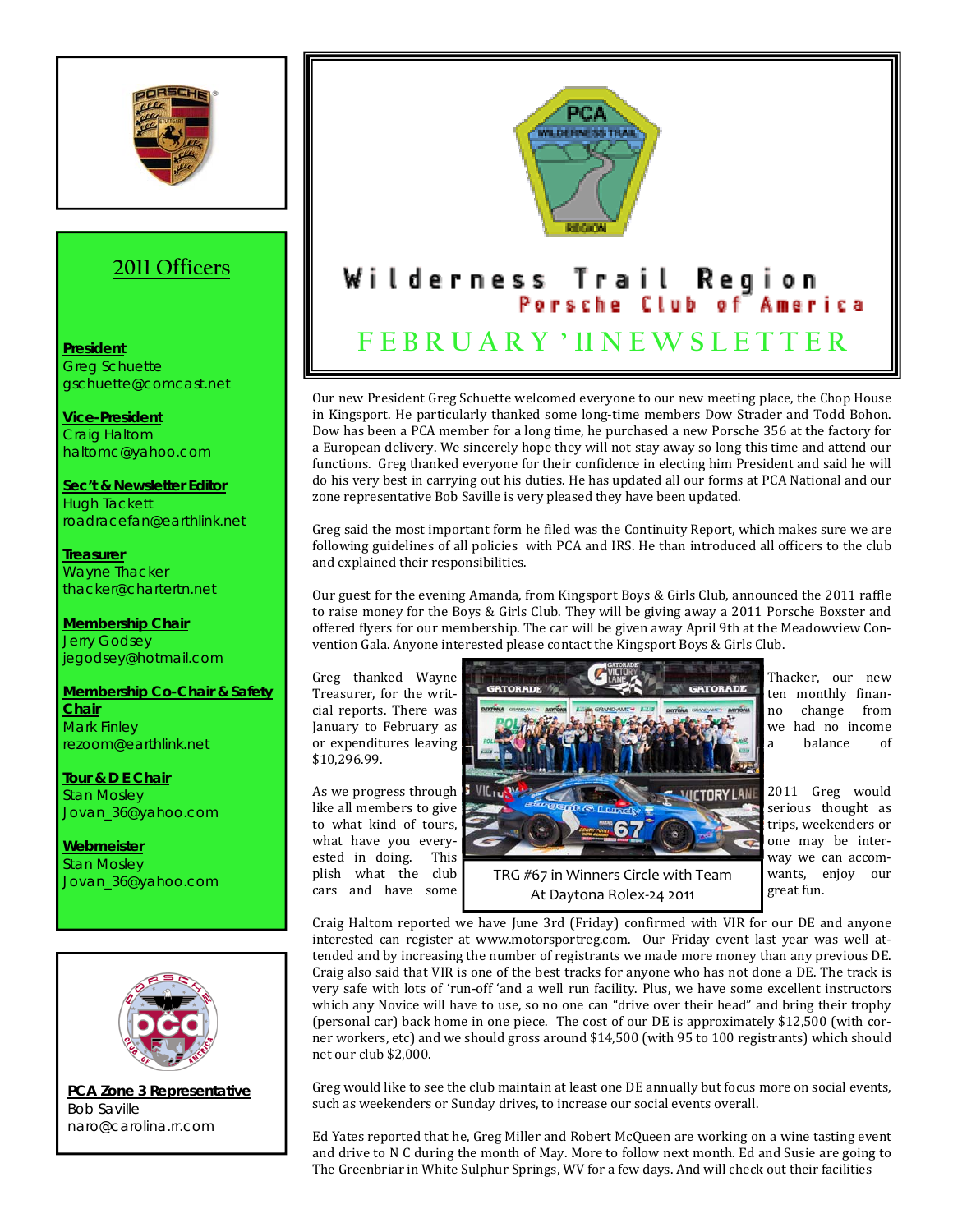# Wilderness Trail Region

## Porsche Club of America

## FEBRUARY '11 NEWSLETTER

## 2011 Officers

**President**
Greg Schuette
gschuette@comcast.net

**Vice-President**
Craig Haltom
haltomc@yahoo.com

**Sec't & Newsletter Editor**
Hugh Tackett
roadracefan@earthlink.net

**Treasurer**
Wayne Thacker
thacker@chartertn.net

**Membership Chair**
Jerry Godsey
jegodsey@hotmail.com

**Membership Co-Chair & Safety Chair**
Mark Finley
rezoom@earthlink.net

**Tour & D E Chair**
Stan Mosley
Jovan_36@yahoo.com

**Webmeister**
Stan Mosley
Jovan_36@yahoo.com

**PCA Zone 3 Representative**
Bob Saville
naro@carolina.rr.com

Our new President Greg Schuette welcomed everyone to our new meeting place, the Chop House in Kingsport. He particularly thanked some long-time members Dow Strader and Todd Bohon. Dow has been a PCA member for a long time, he purchased a new Porsche 356 at the factory for a European delivery. We sincerely hope they will not stay away so long this time and attend our functions. Greg thanked everyone for their confidence in electing him President and said he will do his very best in carrying out his duties. He has updated all our forms at PCA National and our zone representative Bob Saville is very pleased they have been updated.

Greg said the most important form he filed was the Continuity Report, which makes sure we are following guidelines of all policies with PCA and IRS. He than introduced all officers to the club and explained their responsibilities.

Our guest for the evening Amanda, from Kingsport Boys & Girls Club, announced the 2011 raffle to raise money for the Boys & Girls Club. They will be giving away a 2011 Porsche Boxster and offered flyers for our membership. The car will be given away April 9th at the Meadowview Convention Gala. Anyone interested please contact the Kingsport Boys & Girls Club.

Greg thanked Wayne Thacker, our new Treasurer, for the written monthly financial reports. There was no change from January to February as we had no income or expenditures leaving a balance of $10,296.99.

As we progress through 2011 Greg would like all members to give serious thought as to what kind of tours, trips, weekenders or what have you everyone may be interested in doing. This way we can accomplish what the club wants, enjoy our cars and have some great fun.

TRG #67 in Winners Circle with Team At Daytona Rolex-24 2011

Craig Haltom reported we have June 3rd (Friday) confirmed with VIR for our DE and anyone interested can register at www.motorsportreg.com. Our Friday event last year was well attended and by increasing the number of registrants we made more money than any previous DE. Craig also said that VIR is one of the best tracks for anyone who has not done a DE. The track is very safe with lots of 'run-off 'and a well run facility. Plus, we have some excellent instructors which any Novice will have to use, so no one can "drive over their head" and bring their trophy (personal car) back home in one piece. The cost of our DE is approximately $12,500 (with corner workers, etc) and we should gross around $14,500 (with 95 to 100 registrants) which should net our club $2,000.

Greg would like to see the club maintain at least one DE annually but focus more on social events, such as weekenders or Sunday drives, to increase our social events overall.

Ed Yates reported that he, Greg Miller and Robert McQueen are working on a wine tasting event and drive to N C during the month of May. More to follow next month. Ed and Susie are going to The Greenbriar in White Sulphur Springs, WV for a few days. And will check out their facilities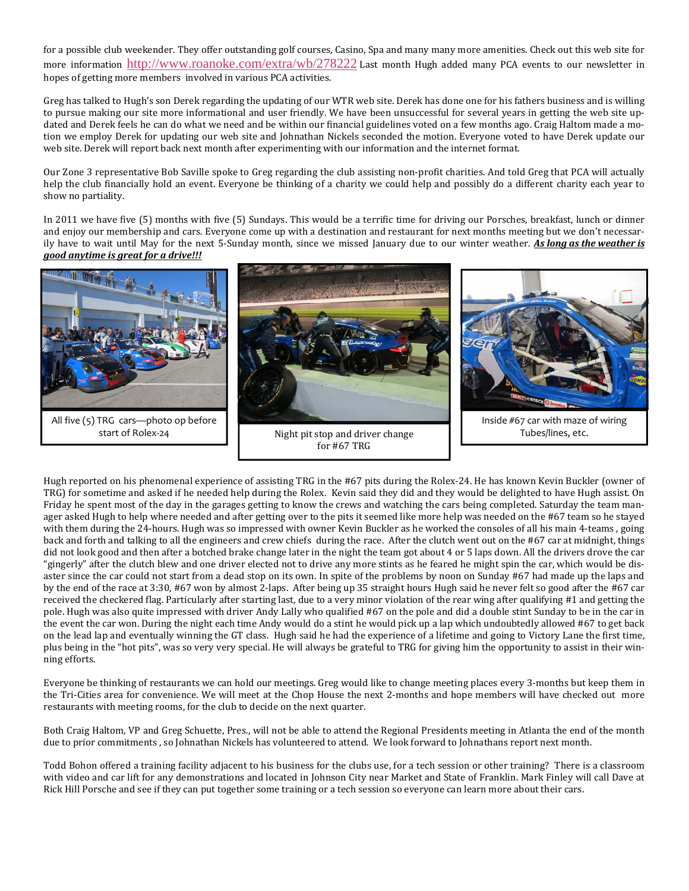for a possible club weekender. They offer outstanding golf courses, Casino, Spa and many many more amenities. Check out this web site for more information http://www.roanoke.com/extra/wb/278222 Last month Hugh added many PCA events to our newsletter in hopes of getting more members involved in various PCA activities.

Greg has talked to Hugh's son Derek regarding the updating of our WTR web site. Derek has done one for his fathers business and is willing to pursue making our site more informational and user friendly. We have been unsuccessful for several years in getting the web site updated and Derek feels he can do what we need and be within our financial guidelines voted on a few months ago. Craig Haltom made a motion we employ Derek for updating our web site and Johnathan Nickels seconded the motion. Everyone voted to have Derek update our web site. Derek will report back next month after experimenting with our information and the internet format.

Our Zone 3 representative Bob Saville spoke to Greg regarding the club assisting non-profit charities. And told Greg that PCA will actually help the club financially hold an event. Everyone be thinking of a charity we could help and possibly do a different charity each year to show no partiality.

In 2011 we have five (5) months with five (5) Sundays. This would be a terrific time for driving our Porsches, breakfast, lunch or dinner and enjoy our membership and cars. Everyone come up with a destination and restaurant for next months meeting but we don't necessarily have to wait until May for the next 5-Sunday month, since we missed January due to our winter weather. ***As long as the weather is good anytime is great for a drive!!!***

All five (5) TRG cars—photo op before start of Rolex-24

Night pit stop and driver change for #67 TRG

Inside #67 car with maze of wiring Tubes/lines, etc.

Hugh reported on his phenomenal experience of assisting TRG in the #67 pits during the Rolex-24. He has known Kevin Buckler (owner of TRG) for sometime and asked if he needed help during the Rolex. Kevin said they did and they would be delighted to have Hugh assist. On Friday he spent most of the day in the garages getting to know the crews and watching the cars being completed. Saturday the team manager asked Hugh to help where needed and after getting over to the pits it seemed like more help was needed on the #67 team so he stayed with them during the 24-hours. Hugh was so impressed with owner Kevin Buckler as he worked the consoles of all his main 4-teams , going back and forth and talking to all the engineers and crew chiefs during the race. After the clutch went out on the #67 car at midnight, things did not look good and then after a botched brake change later in the night the team got about 4 or 5 laps down. All the drivers drove the car "gingerly" after the clutch blew and one driver elected not to drive any more stints as he feared he might spin the car, which would be disaster since the car could not start from a dead stop on its own. In spite of the problems by noon on Sunday #67 had made up the laps and by the end of the race at 3:30, #67 won by almost 2-laps. After being up 35 straight hours Hugh said he never felt so good after the #67 car received the checkered flag. Particularly after starting last, due to a very minor violation of the rear wing after qualifying #1 and getting the pole. Hugh was also quite impressed with driver Andy Lally who qualified #67 on the pole and did a double stint Sunday to be in the car in the event the car won. During the night each time Andy would do a stint he would pick up a lap which undoubtedly allowed #67 to get back on the lead lap and eventually winning the GT class. Hugh said he had the experience of a lifetime and going to Victory Lane the first time, plus being in the "hot pits", was so very very special. He will always be grateful to TRG for giving him the opportunity to assist in their winning efforts.

Everyone be thinking of restaurants we can hold our meetings. Greg would like to change meeting places every 3-months but keep them in the Tri-Cities area for convenience. We will meet at the Chop House the next 2-months and hope members will have checked out more restaurants with meeting rooms, for the club to decide on the next quarter.

Both Craig Haltom, VP and Greg Schuette, Pres., will not be able to attend the Regional Presidents meeting in Atlanta the end of the month due to prior commitments , so Johnathan Nickels has volunteered to attend. We look forward to Johnathans report next month.

Todd Bohon offered a training facility adjacent to his business for the clubs use, for a tech session or other training? There is a classroom with video and car lift for any demonstrations and located in Johnson City near Market and State of Franklin. Mark Finley will call Dave at Rick Hill Porsche and see if they can put together some training or a tech session so everyone can learn more about their cars.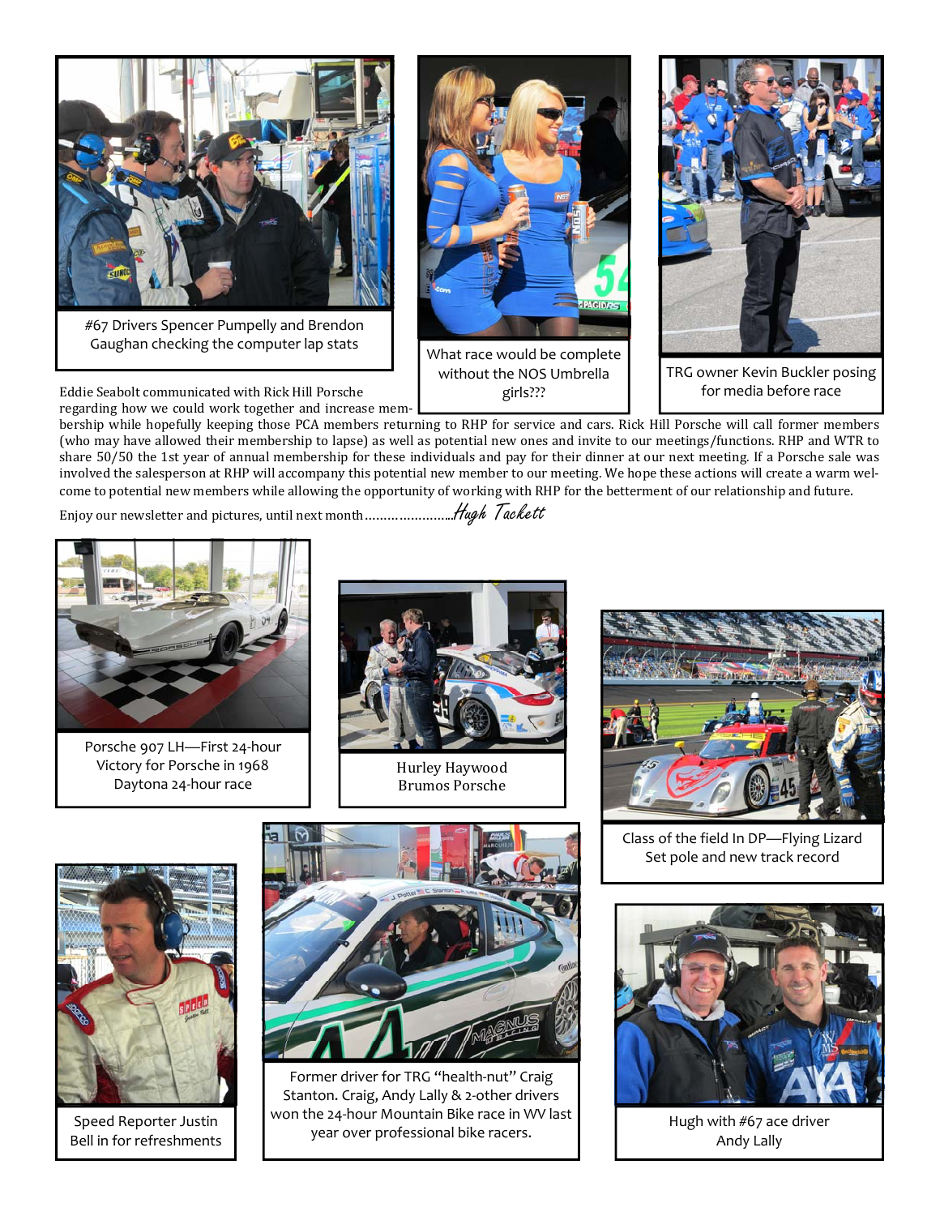#67 Drivers Spencer Pumpelly and Brendon Gaughan checking the computer lap stats

What race would be complete without the NOS Umbrella girls???

TRG owner Kevin Buckler posing for media before race

Eddie Seabolt communicated with Rick Hill Porsche regarding how we could work together and increase membership while hopefully keeping those PCA members returning to RHP for service and cars. Rick Hill Porsche will call former members (who may have allowed their membership to lapse) as well as potential new ones and invite to our meetings/functions. RHP and WTR to share 50/50 the 1st year of annual membership for these individuals and pay for their dinner at our next meeting. If a Porsche sale was involved the salesperson at RHP will accompany this potential new member to our meeting. We hope these actions will create a warm welcome to potential new members while allowing the opportunity of working with RHP for the betterment of our relationship and future.

Enjoy our newsletter and pictures, until next month……………………*Hugh Tackett*

Porsche 907 LH—First 24-hour Victory for Porsche in 1968 Daytona 24-hour race

Hurley Haywood Brumos Porsche

Class of the field In DP—Flying Lizard Set pole and new track record

Speed Reporter Justin Bell in for refreshments

Former driver for TRG "health-nut" Craig Stanton. Craig, Andy Lally & 2-other drivers won the 24-hour Mountain Bike race in WV last year over professional bike racers.

Hugh with #67 ace driver Andy Lally